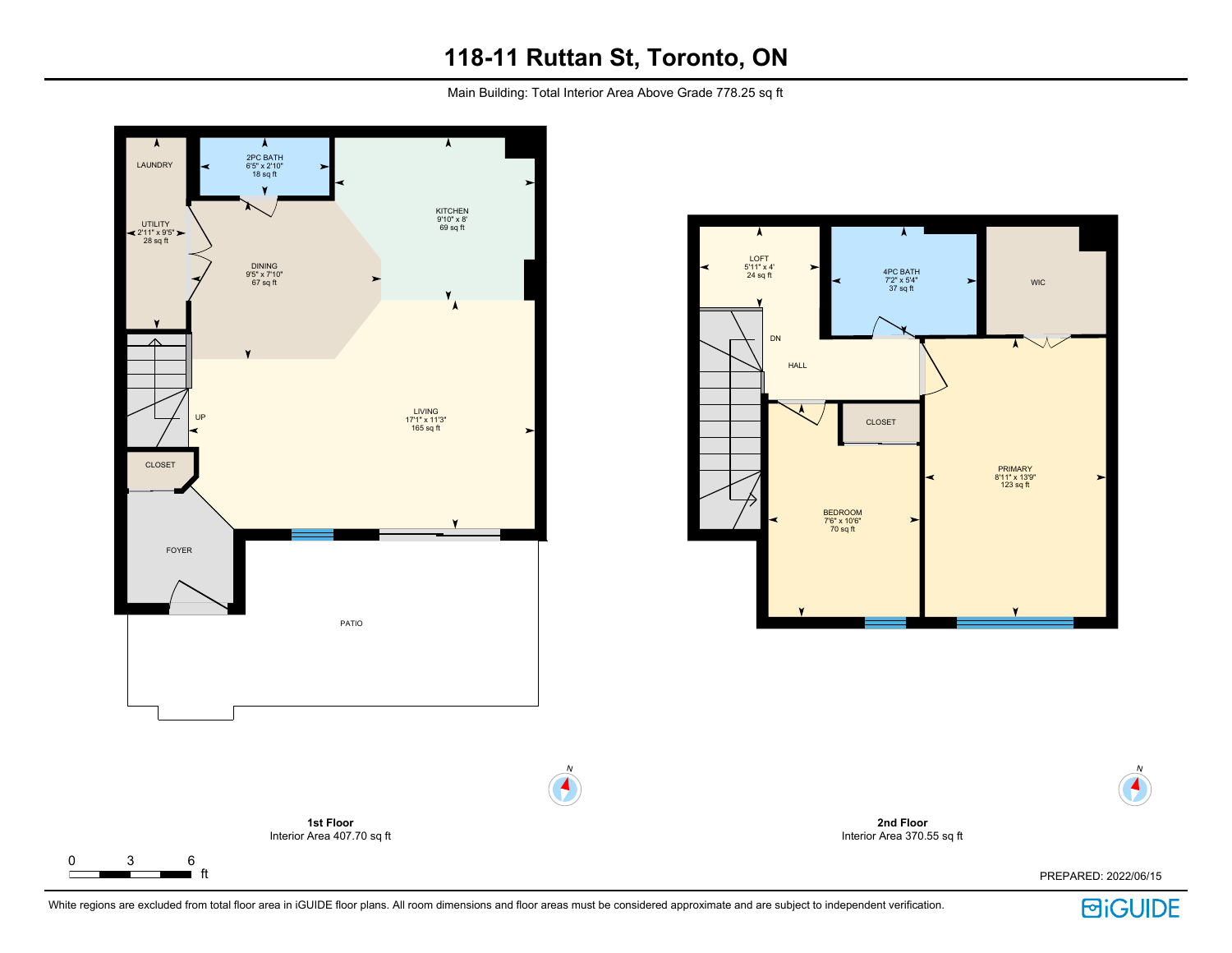# 118-11 Ruttan St, Toronto, ON

Main Building: Total Interior Area Above Grade 778.25 sq ft

LAUNDRY

2PC BATH
6'5" x 2'10"
18 sq ft

KITCHEN
9'10" x 8'
69 sq ft

UTILITY
2'11" x 9'5"
28 sq ft

DINING
9'5" x 7'10"
67 sq ft

UP

LIVING
17'1" x 11'3"
165 sq ft

CLOSET

FOYER

PATIO

LOFT
5'11" x 4'
24 sq ft

4PC BATH
7'2" x 5'4"
37 sq ft

WIC

DN

HALL

CLOSET

PRIMARY
8'11" x 13'9"
123 sq ft

BEDROOM
7'6" x 10'6"
70 sq ft

N

N

**1st Floor**
Interior Area 407.70 sq ft

**2nd Floor**
Interior Area 370.55 sq ft

0 3 6 ft

PREPARED: 2022/06/15

White regions are excluded from total floor area in iGUIDE floor plans. All room dimensions and floor areas must be considered approximate and are subject to independent verification.

iGUIDE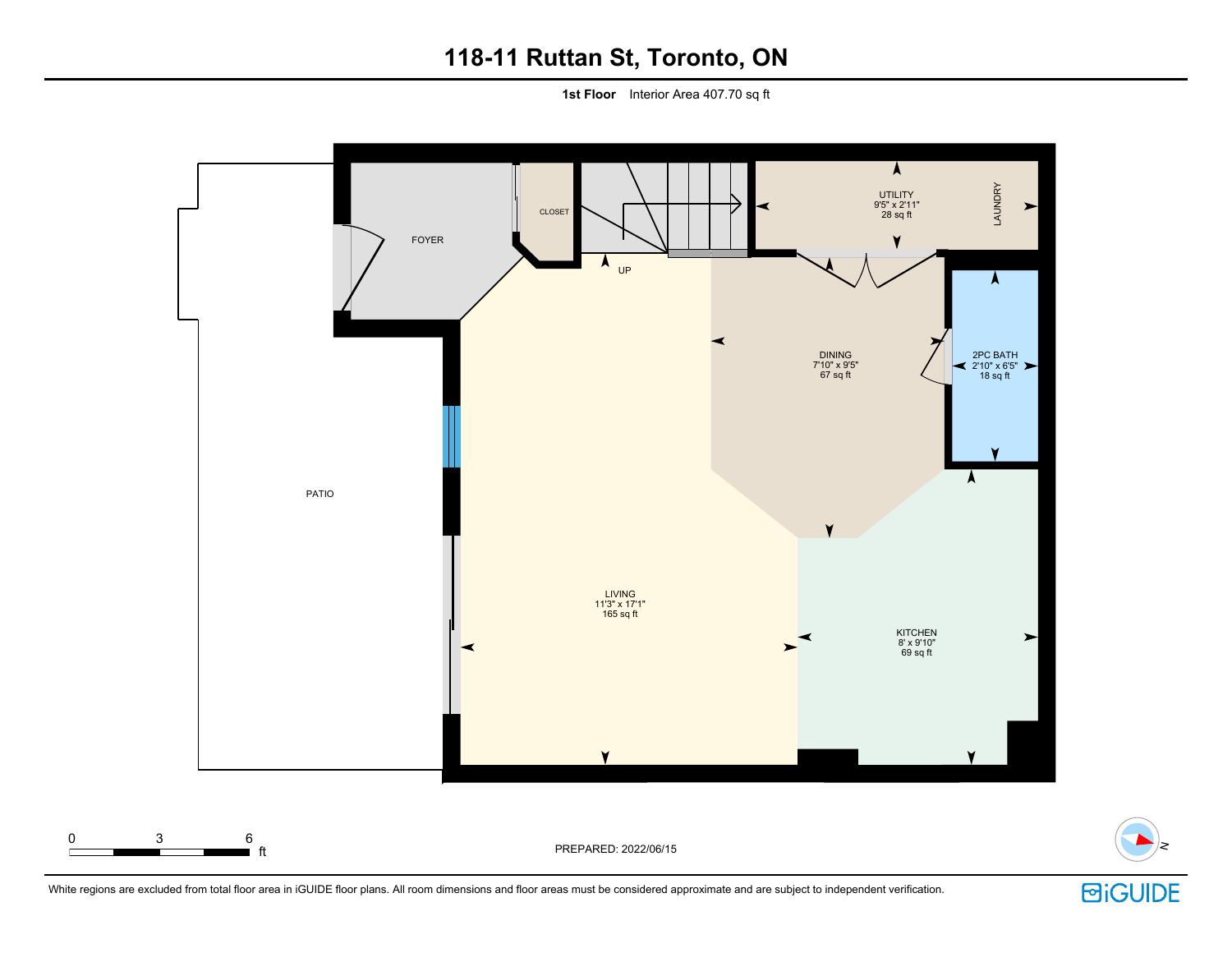# 118-11 Ruttan St, Toronto, ON

**1st Floor** Interior Area 407.70 sq ft

FOYER

CLOSET

UP

UTILITY
9'5" x 2'11"
28 sq ft

LAUNDRY

DINING
7'10" x 9'5"
67 sq ft

2PC BATH
2'10" x 6'5"
18 sq ft

PATIO

LIVING
11'3" x 17'1"
165 sq ft

KITCHEN
8' x 9'10"
69 sq ft

0 3 6 ft

PREPARED: 2022/06/15

N

White regions are excluded from total floor area in iGUIDE floor plans. All room dimensions and floor areas must be considered approximate and are subject to independent verification.

iGUIDE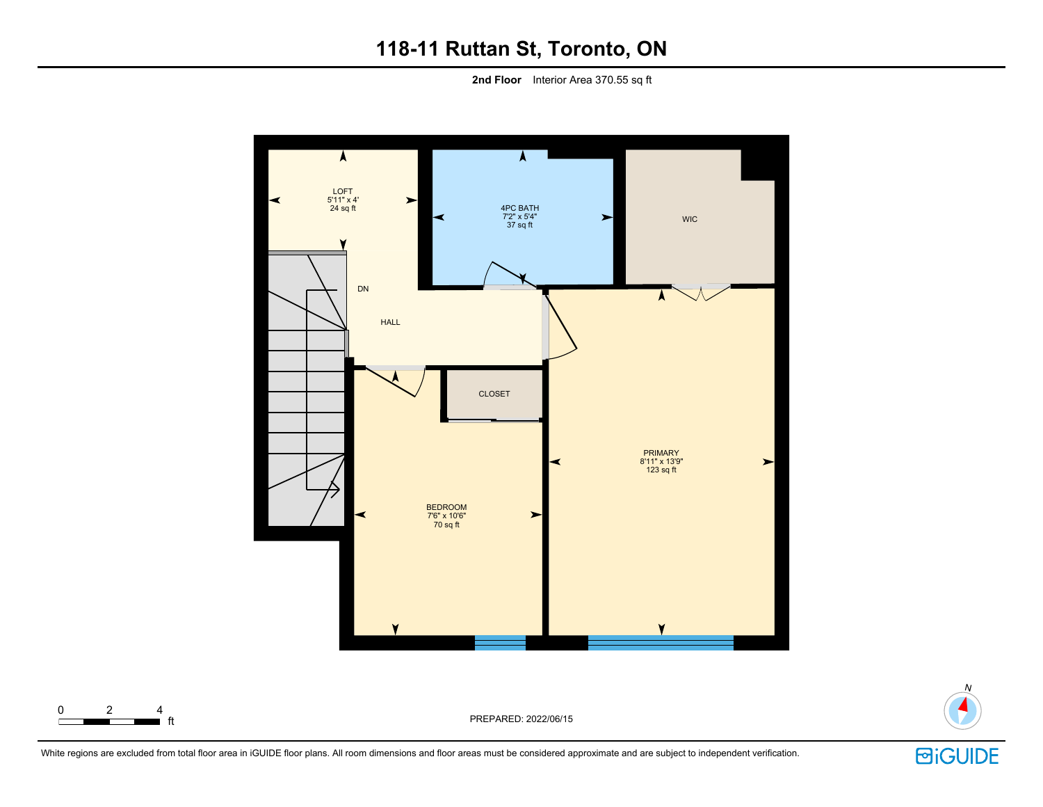# 118-11 Ruttan St, Toronto, ON

**2nd Floor** Interior Area 370.55 sq ft

LOFT
5'11" x 4'
24 sq ft

4PC BATH
7'2" x 5'4"
37 sq ft

WIC

DN

HALL

CLOSET

PRIMARY
8'11" x 13'9"
123 sq ft

BEDROOM
7'6" x 10'6"
70 sq ft

0 2 4 ft

PREPARED: 2022/06/15

N

White regions are excluded from total floor area in iGUIDE floor plans. All room dimensions and floor areas must be considered approximate and are subject to independent verification.

iGUIDE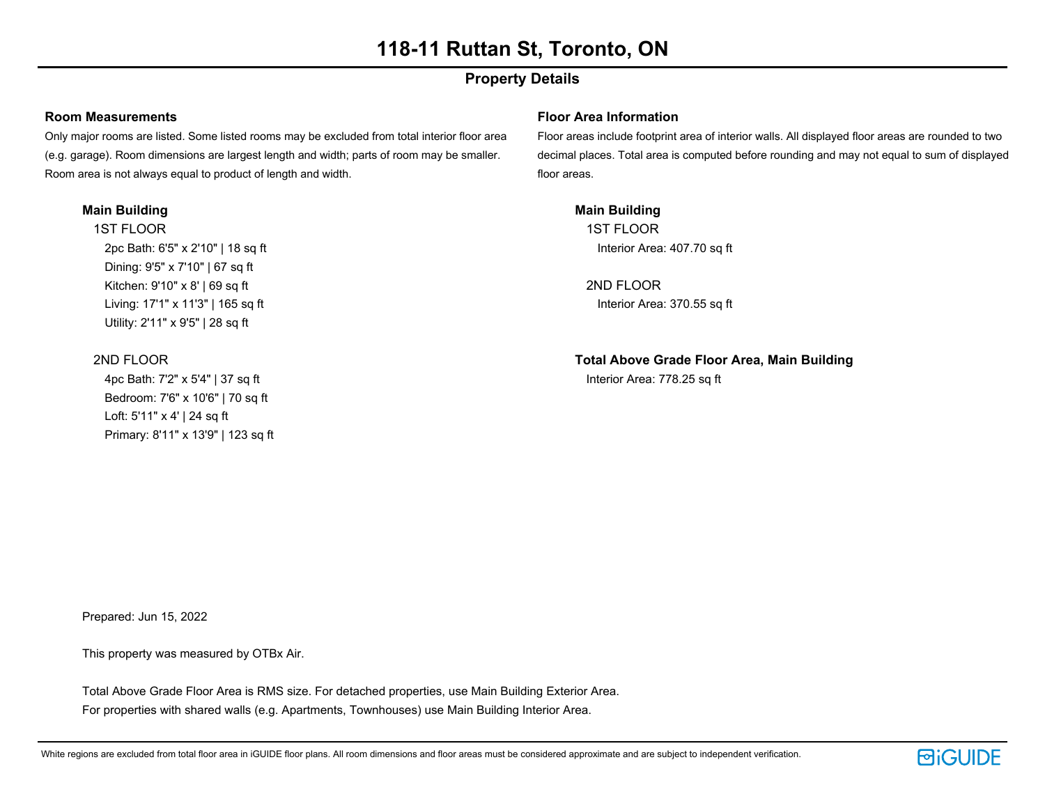# 118-11 Ruttan St, Toronto, ON

## Property Details

### Room Measurements

Only major rooms are listed. Some listed rooms may be excluded from total interior floor area (e.g. garage). Room dimensions are largest length and width; parts of room may be smaller. Room area is not always equal to product of length and width.

**Main Building**

1ST FLOOR

- 2pc Bath: 6'5" x 2'10" | 18 sq ft
- Dining: 9'5" x 7'10" | 67 sq ft
- Kitchen: 9'10" x 8' | 69 sq ft
- Living: 17'1" x 11'3" | 165 sq ft
- Utility: 2'11" x 9'5" | 28 sq ft

2ND FLOOR

- 4pc Bath: 7'2" x 5'4" | 37 sq ft
- Bedroom: 7'6" x 10'6" | 70 sq ft
- Loft: 5'11" x 4' | 24 sq ft
- Primary: 8'11" x 13'9" | 123 sq ft

### Floor Area Information

Floor areas include footprint area of interior walls. All displayed floor areas are rounded to two decimal places. Total area is computed before rounding and may not equal to sum of displayed floor areas.

**Main Building**

1ST FLOOR

Interior Area: 407.70 sq ft

2ND FLOOR

Interior Area: 370.55 sq ft

**Total Above Grade Floor Area, Main Building**

Interior Area: 778.25 sq ft

Prepared: Jun 15, 2022

This property was measured by OTBx Air.

Total Above Grade Floor Area is RMS size. For detached properties, use Main Building Exterior Area.
For properties with shared walls (e.g. Apartments, Townhouses) use Main Building Interior Area.

White regions are excluded from total floor area in iGUIDE floor plans. All room dimensions and floor areas must be considered approximate and are subject to independent verification.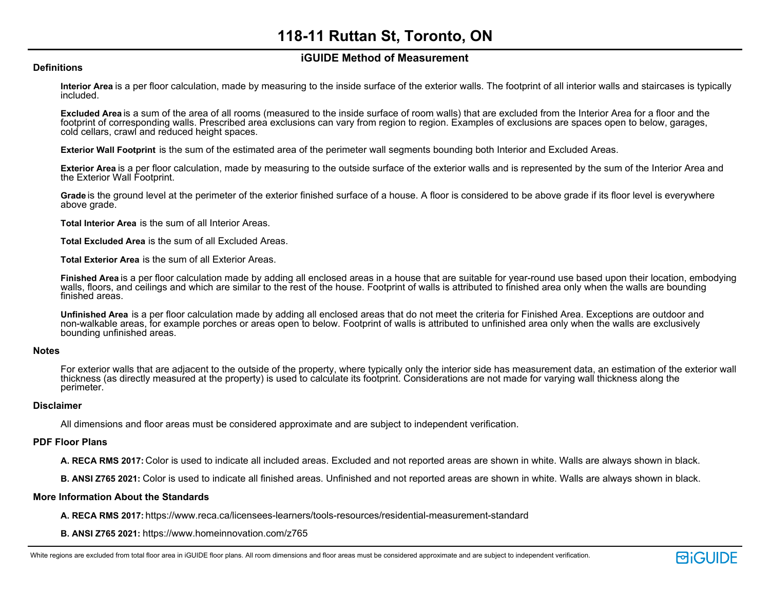# 118-11 Ruttan St, Toronto, ON

## iGUIDE Method of Measurement

### Definitions

**Interior Area** is a per floor calculation, made by measuring to the inside surface of the exterior walls. The footprint of all interior walls and staircases is typically included.

**Excluded Area** is a sum of the area of all rooms (measured to the inside surface of room walls) that are excluded from the Interior Area for a floor and the footprint of corresponding walls. Prescribed area exclusions can vary from region to region. Examples of exclusions are spaces open to below, garages, cold cellars, crawl and reduced height spaces.

**Exterior Wall Footprint** is the sum of the estimated area of the perimeter wall segments bounding both Interior and Excluded Areas.

**Exterior Area** is a per floor calculation, made by measuring to the outside surface of the exterior walls and is represented by the sum of the Interior Area and the Exterior Wall Footprint.

**Grade** is the ground level at the perimeter of the exterior finished surface of a house. A floor is considered to be above grade if its floor level is everywhere above grade.

**Total Interior Area** is the sum of all Interior Areas.

**Total Excluded Area** is the sum of all Excluded Areas.

**Total Exterior Area** is the sum of all Exterior Areas.

**Finished Area** is a per floor calculation made by adding all enclosed areas in a house that are suitable for year-round use based upon their location, embodying walls, floors, and ceilings and which are similar to the rest of the house. Footprint of walls is attributed to finished area only when the walls are bounding finished areas.

**Unfinished Area** is a per floor calculation made by adding all enclosed areas that do not meet the criteria for Finished Area. Exceptions are outdoor and non-walkable areas, for example porches or areas open to below. Footprint of walls is attributed to unfinished area only when the walls are exclusively bounding unfinished areas.

### Notes

For exterior walls that are adjacent to the outside of the property, where typically only the interior side has measurement data, an estimation of the exterior wall thickness (as directly measured at the property) is used to calculate its footprint. Considerations are not made for varying wall thickness along the perimeter.

### Disclaimer

All dimensions and floor areas must be considered approximate and are subject to independent verification.

### PDF Floor Plans

**A. RECA RMS 2017:** Color is used to indicate all included areas. Excluded and not reported areas are shown in white. Walls are always shown in black.

**B. ANSI Z765 2021:** Color is used to indicate all finished areas. Unfinished and not reported areas are shown in white. Walls are always shown in black.

### More Information About the Standards

**A. RECA RMS 2017:** https://www.reca.ca/licensees-learners/tools-resources/residential-measurement-standard

**B. ANSI Z765 2021:** https://www.homeinnovation.com/z765

White regions are excluded from total floor area in iGUIDE floor plans. All room dimensions and floor areas must be considered approximate and are subject to independent verification.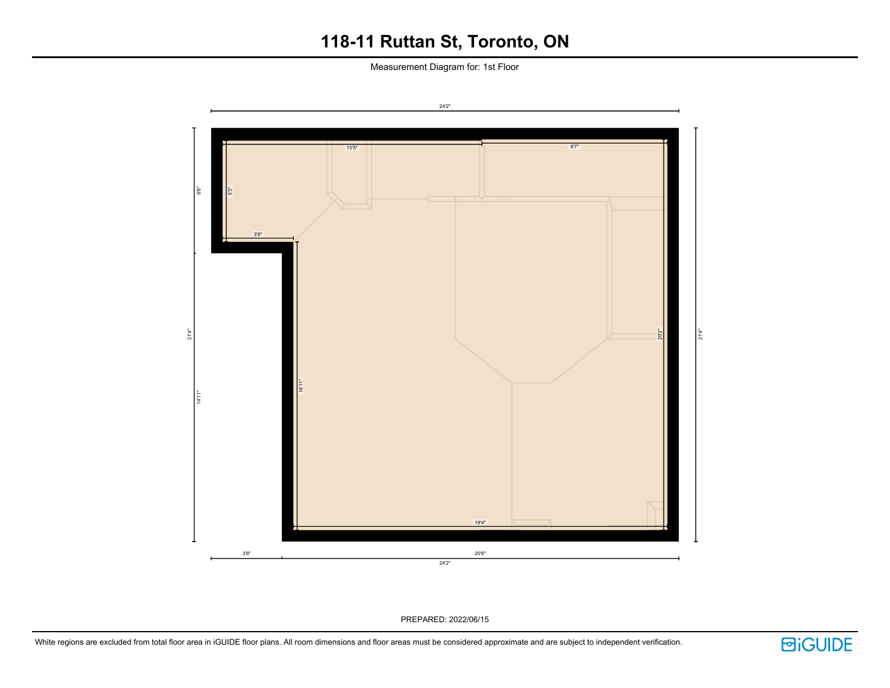# 118-11 Ruttan St, Toronto, ON

Measurement Diagram for: 1st Floor

24'2"

13'5"

9'7"

6'6"

5'3"

3'8"

21'4"

14'11"

14'11"

20'2"

21'4"

19'4"

3'8"

20'6"

24'2"

PREPARED: 2022/06/15

White regions are excluded from total floor area in iGUIDE floor plans. All room dimensions and floor areas must be considered approximate and are subject to independent verification.

iGUIDE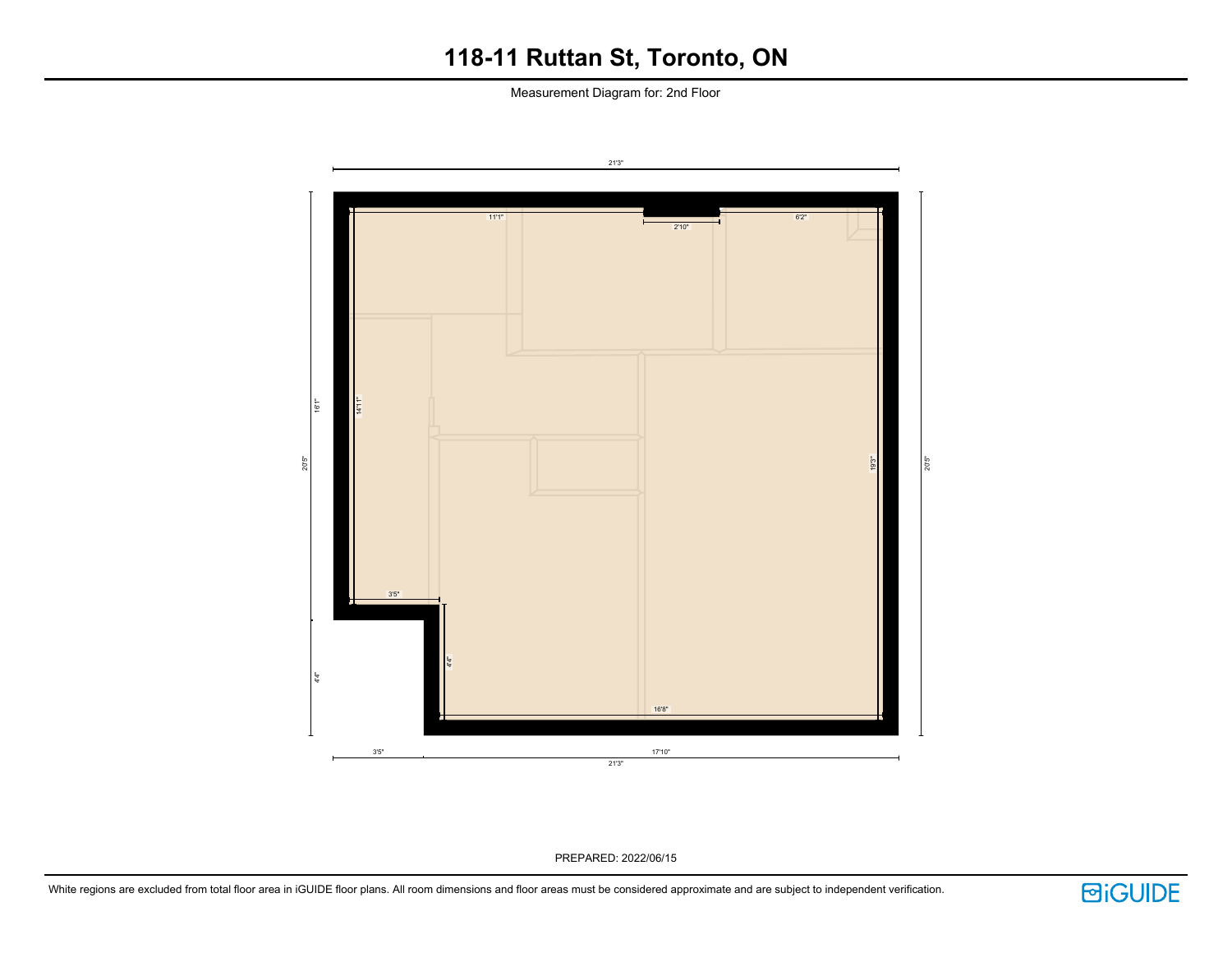# 118-11 Ruttan St, Toronto, ON

Measurement Diagram for: 2nd Floor

21'3"

11'1"

2'10"

6'2"

16'1"

14'11"

20'5"

19'3"

20'5"

3'5"

4'4"

4'4"

16'8"

3'5"

17'10"

21'3"

PREPARED: 2022/06/15

White regions are excluded from total floor area in iGUIDE floor plans. All room dimensions and floor areas must be considered approximate and are subject to independent verification.

iGUIDE